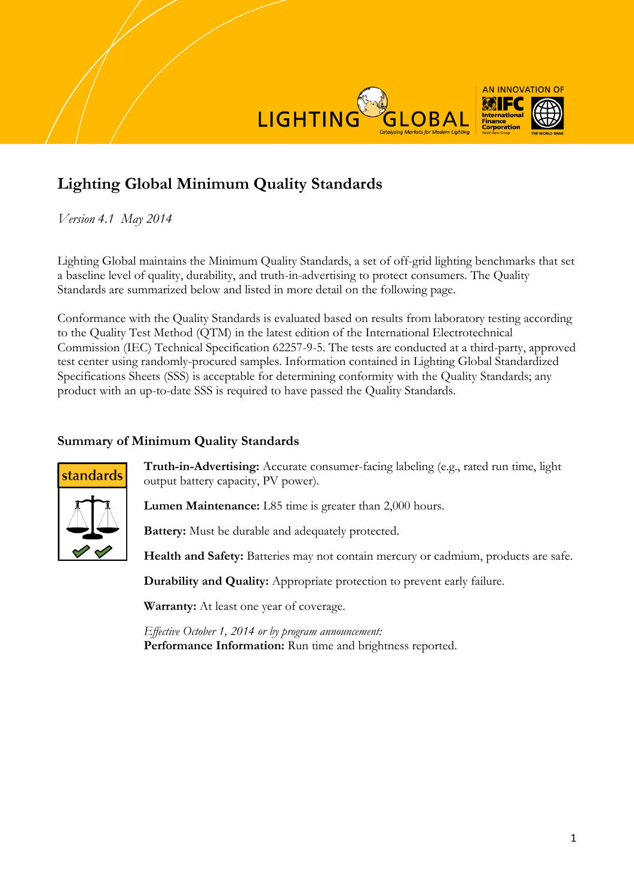# Lighting Global Minimum Quality Standards

*Version 4.1 May 2014*

Lighting Global maintains the Minimum Quality Standards, a set of off-grid lighting benchmarks that set a baseline level of quality, durability, and truth-in-advertising to protect consumers. The Quality Standards are summarized below and listed in more detail on the following page.

Conformance with the Quality Standards is evaluated based on results from laboratory testing according to the Quality Test Method (QTM) in the latest edition of the International Electrotechnical Commission (IEC) Technical Specification 62257-9-5. The tests are conducted at a third-party, approved test center using randomly-procured samples. Information contained in Lighting Global Standardized Specifications Sheets (SSS) is acceptable for determining conformity with the Quality Standards; any product with an up-to-date SSS is required to have passed the Quality Standards.

## Summary of Minimum Quality Standards

**Truth-in-Advertising:** Accurate consumer-facing labeling (e.g., rated run time, light output battery capacity, PV power).

**Lumen Maintenance:** L85 time is greater than 2,000 hours.

**Battery:** Must be durable and adequately protected.

**Health and Safety:** Batteries may not contain mercury or cadmium, products are safe.

**Durability and Quality:** Appropriate protection to prevent early failure.

**Warranty:** At least one year of coverage.

*Effective October 1, 2014 or by program announcement:*
**Performance Information:** Run time and brightness reported.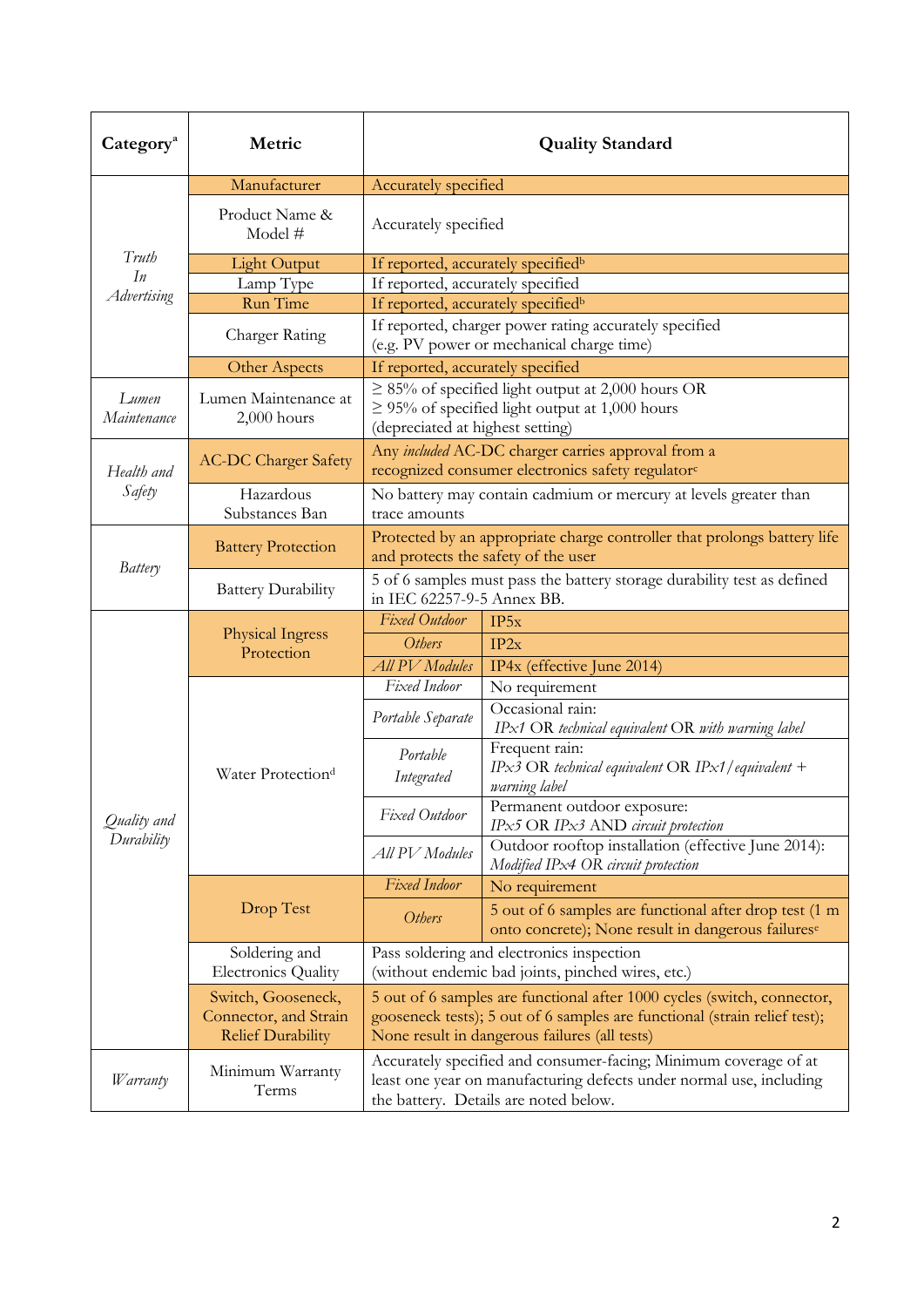| Category[a] | Metric | Quality Standard | |
|---|---|---|---|
| *Truth In Advertising* | Manufacturer | Accurately specified | |
| | Product Name & Model # | Accurately specified | |
| | Light Output | If reported, accurately specified[b] | |
| | Lamp Type | If reported, accurately specified | |
| | Run Time | If reported, accurately specified[b] | |
| | Charger Rating | If reported, charger power rating accurately specified (e.g. PV power or mechanical charge time) | |
| | Other Aspects | If reported, accurately specified | |
| *Lumen Maintenance* | Lumen Maintenance at 2,000 hours | ≥ 85% of specified light output at 2,000 hours OR ≥ 95% of specified light output at 1,000 hours (depreciated at highest setting) | |
| *Health and Safety* | AC-DC Charger Safety | Any *included* AC-DC charger carries approval from a recognized consumer electronics safety regulator[c] | |
| | Hazardous Substances Ban | No battery may contain cadmium or mercury at levels greater than trace amounts | |
| *Battery* | Battery Protection | Protected by an appropriate charge controller that prolongs battery life and protects the safety of the user | |
| | Battery Durability | 5 of 6 samples must pass the battery storage durability test as defined in IEC 62257-9-5 Annex BB. | |
| *Quality and Durability* | Physical Ingress Protection | *Fixed Outdoor* | IP5x |
| | | *Others* | IP2x |
| | | *All PV Modules* | IP4x (effective June 2014) |
| | Water Protection[d] | *Fixed Indoor* | No requirement |
| | | *Portable Separate* | Occasional rain: *IPx1* OR *technical equivalent* OR *with warning label* |
| | | *Portable Integrated* | Frequent rain: *IPx3* OR *technical equivalent* OR *IPx1/equivalent + warning label* |
| | | *Fixed Outdoor* | Permanent outdoor exposure: *IPx5* OR *IPx3* AND *circuit protection* |
| | | *All PV Modules* | Outdoor rooftop installation (effective June 2014): *Modified IPx4* OR *circuit protection* |
| | Drop Test | *Fixed Indoor* | No requirement |
| | | *Others* | 5 out of 6 samples are functional after drop test (1 m onto concrete); None result in dangerous failures[e] |
| | Soldering and Electronics Quality | Pass soldering and electronics inspection (without endemic bad joints, pinched wires, etc.) | |
| | Switch, Gooseneck, Connector, and Strain Relief Durability | 5 out of 6 samples are functional after 1000 cycles (switch, connector, gooseneck tests); 5 out of 6 samples are functional (strain relief test); None result in dangerous failures (all tests) | |
| *Warranty* | Minimum Warranty Terms | Accurately specified and consumer-facing; Minimum coverage of at least one year on manufacturing defects under normal use, including the battery. Details are noted below. | |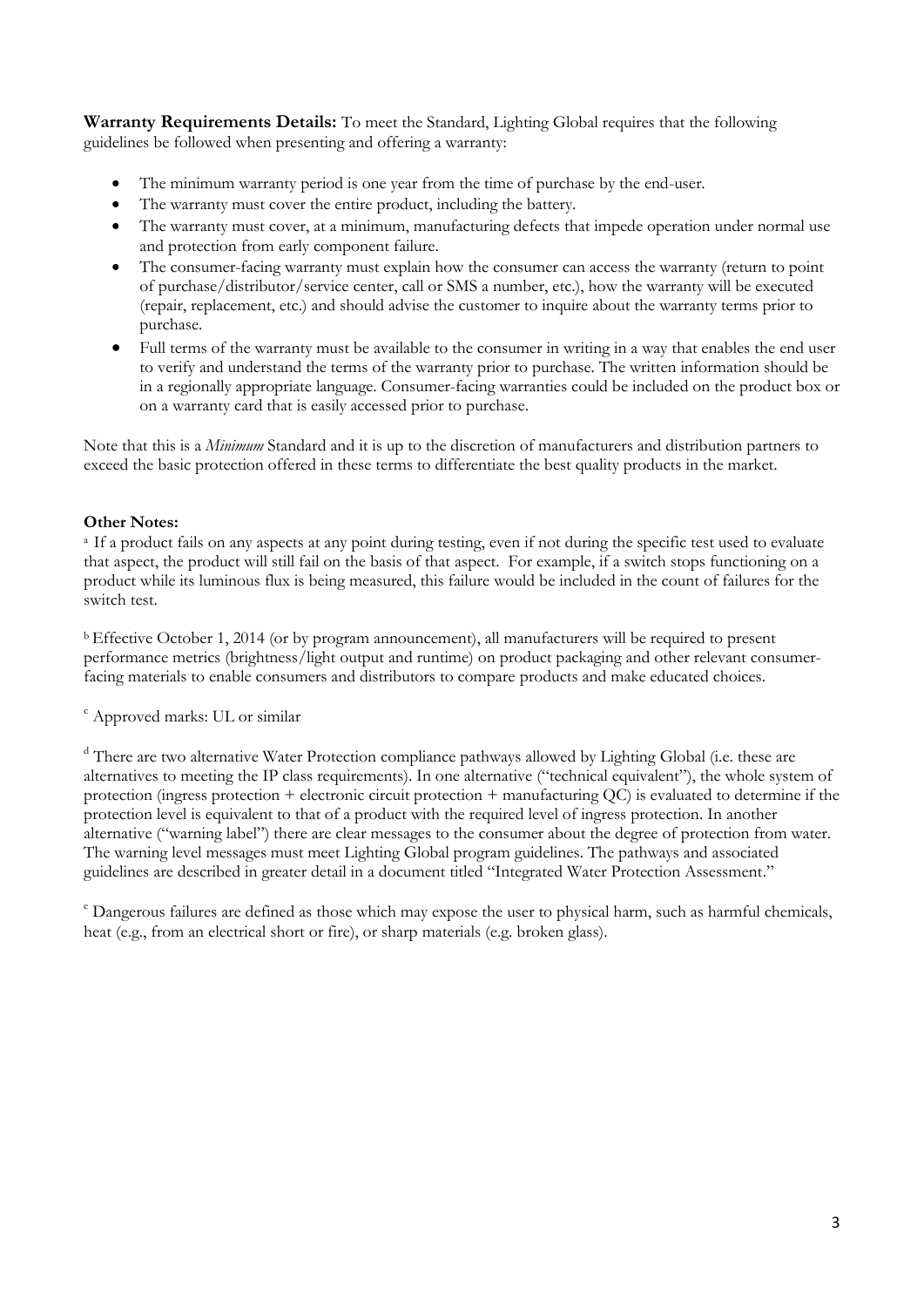**Warranty Requirements Details:** To meet the Standard, Lighting Global requires that the following guidelines be followed when presenting and offering a warranty:

- The minimum warranty period is one year from the time of purchase by the end-user.
- The warranty must cover the entire product, including the battery.
- The warranty must cover, at a minimum, manufacturing defects that impede operation under normal use and protection from early component failure.
- The consumer-facing warranty must explain how the consumer can access the warranty (return to point of purchase/distributor/service center, call or SMS a number, etc.), how the warranty will be executed (repair, replacement, etc.) and should advise the customer to inquire about the warranty terms prior to purchase.
- Full terms of the warranty must be available to the consumer in writing in a way that enables the end user to verify and understand the terms of the warranty prior to purchase. The written information should be in a regionally appropriate language. Consumer-facing warranties could be included on the product box or on a warranty card that is easily accessed prior to purchase.

Note that this is a *Minimum* Standard and it is up to the discretion of manufacturers and distribution partners to exceed the basic protection offered in these terms to differentiate the best quality products in the market.

**Other Notes:**

[a] If a product fails on any aspects at any point during testing, even if not during the specific test used to evaluate that aspect, the product will still fail on the basis of that aspect. For example, if a switch stops functioning on a product while its luminous flux is being measured, this failure would be included in the count of failures for the switch test.

[b] Effective October 1, 2014 (or by program announcement), all manufacturers will be required to present performance metrics (brightness/light output and runtime) on product packaging and other relevant consumer-facing materials to enable consumers and distributors to compare products and make educated choices.

[c] Approved marks: UL or similar

[d] There are two alternative Water Protection compliance pathways allowed by Lighting Global (i.e. these are alternatives to meeting the IP class requirements). In one alternative ("technical equivalent"), the whole system of protection (ingress protection + electronic circuit protection + manufacturing QC) is evaluated to determine if the protection level is equivalent to that of a product with the required level of ingress protection. In another alternative ("warning label") there are clear messages to the consumer about the degree of protection from water. The warning level messages must meet Lighting Global program guidelines. The pathways and associated guidelines are described in greater detail in a document titled "Integrated Water Protection Assessment."

[e] Dangerous failures are defined as those which may expose the user to physical harm, such as harmful chemicals, heat (e.g., from an electrical short or fire), or sharp materials (e.g. broken glass).